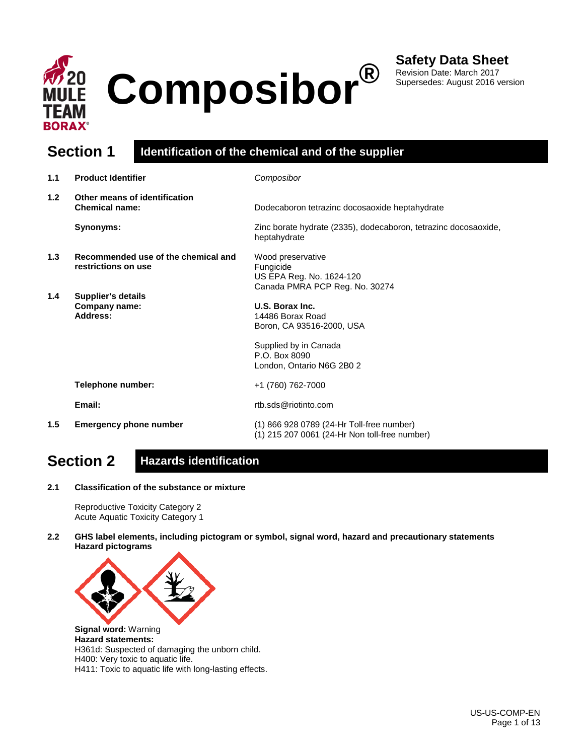# Composibor®

**Safety Data Sheet**
Revision Date: March 2017
Supersedes: August 2016 version

## Section 1 Identification of the chemical and of the supplier

**1.1 Product Identifier**
*Composibor*

**1.2 Other means of identification**

**Chemical name:** Dodecaboron tetrazinc docosaoxide heptahydrate

**Synonyms:** Zinc borate hydrate (2335), dodecaboron, tetrazinc docosaoxide, heptahydrate

**1.3 Recommended use of the chemical and restrictions on use**
Wood preservative
Fungicide
US EPA Reg. No. 1624-120
Canada PMRA PCP Reg. No. 30274

**1.4 Supplier's details**

**Company name:** **U.S. Borax Inc.**

**Address:**
14486 Borax Road
Boron, CA 93516-2000, USA

Supplied by in Canada
P.O. Box 8090
London, Ontario N6G 2B0 2

**Telephone number:** +1 (760) 762-7000

**Email:** rtb.sds@riotinto.com

**1.5 Emergency phone number**
(1) 866 928 0789 (24-Hr Toll-free number)
(1) 215 207 0061 (24-Hr Non toll-free number)

## Section 2 Hazards identification

**2.1 Classification of the substance or mixture**

Reproductive Toxicity Category 2
Acute Aquatic Toxicity Category 1

**2.2 GHS label elements, including pictogram or symbol, signal word, hazard and precautionary statements**
**Hazard pictograms**

**Signal word:** Warning
**Hazard statements:**
H361d: Suspected of damaging the unborn child.
H400: Very toxic to aquatic life.
H411: Toxic to aquatic life with long-lasting effects.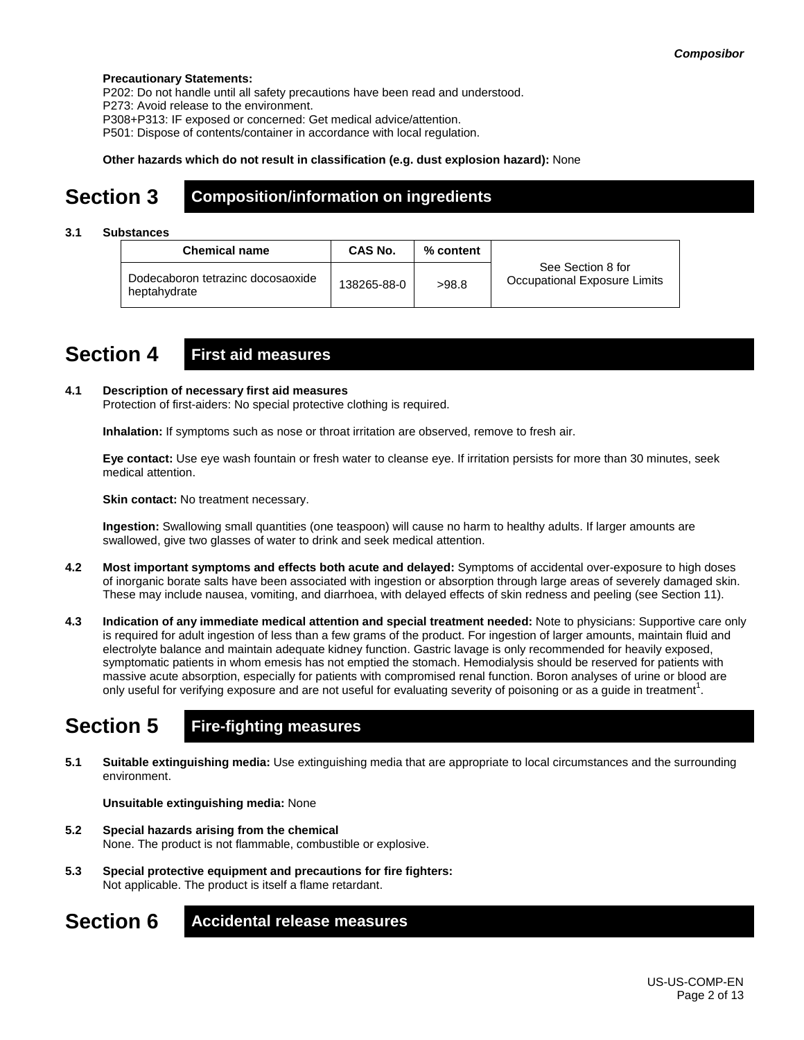**Precautionary Statements:**
P202: Do not handle until all safety precautions have been read and understood.
P273: Avoid release to the environment.
P308+P313: IF exposed or concerned: Get medical advice/attention.
P501: Dispose of contents/container in accordance with local regulation.

**Other hazards which do not result in classification (e.g. dust explosion hazard):** None

# Section 3 Composition/information on ingredients

**3.1 Substances**

| Chemical name | CAS No. | % content | |
|---|---|---|---|
| Dodecaboron tetrazinc docosaoxide heptahydrate | 138265-88-0 | >98.8 | See Section 8 for Occupational Exposure Limits |

# Section 4 First aid measures

**4.1 Description of necessary first aid measures**
Protection of first-aiders: No special protective clothing is required.

**Inhalation:** If symptoms such as nose or throat irritation are observed, remove to fresh air.

**Eye contact:** Use eye wash fountain or fresh water to cleanse eye. If irritation persists for more than 30 minutes, seek medical attention.

**Skin contact:** No treatment necessary.

**Ingestion:** Swallowing small quantities (one teaspoon) will cause no harm to healthy adults. If larger amounts are swallowed, give two glasses of water to drink and seek medical attention.

**4.2 Most important symptoms and effects both acute and delayed:** Symptoms of accidental over-exposure to high doses of inorganic borate salts have been associated with ingestion or absorption through large areas of severely damaged skin. These may include nausea, vomiting, and diarrhoea, with delayed effects of skin redness and peeling (see Section 11).

**4.3 Indication of any immediate medical attention and special treatment needed:** Note to physicians: Supportive care only is required for adult ingestion of less than a few grams of the product. For ingestion of larger amounts, maintain fluid and electrolyte balance and maintain adequate kidney function. Gastric lavage is only recommended for heavily exposed, symptomatic patients in whom emesis has not emptied the stomach. Hemodialysis should be reserved for patients with massive acute absorption, especially for patients with compromised renal function. Boron analyses of urine or blood are only useful for verifying exposure and are not useful for evaluating severity of poisoning or as a guide in treatment[1].

# Section 5 Fire-fighting measures

**5.1 Suitable extinguishing media:** Use extinguishing media that are appropriate to local circumstances and the surrounding environment.

**Unsuitable extinguishing media:** None

**5.2 Special hazards arising from the chemical**
None. The product is not flammable, combustible or explosive.

**5.3 Special protective equipment and precautions for fire fighters:**
Not applicable. The product is itself a flame retardant.

# Section 6 Accidental release measures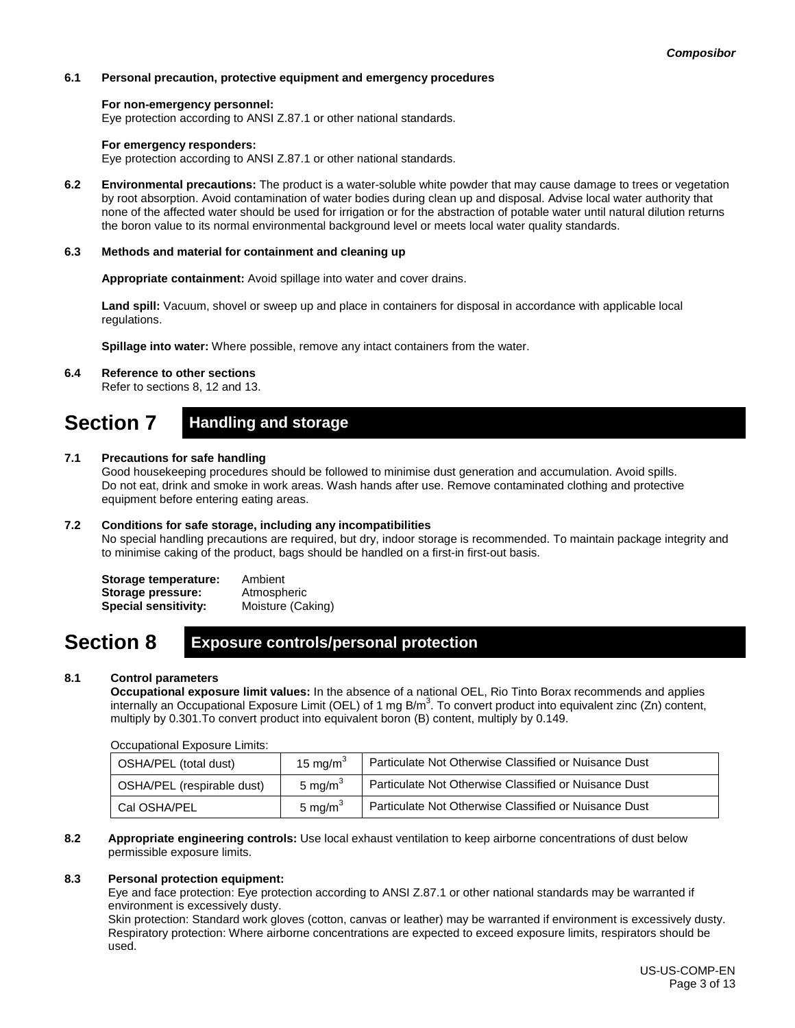**6.1 Personal precaution, protective equipment and emergency procedures**

**For non-emergency personnel:**
Eye protection according to ANSI Z.87.1 or other national standards.

**For emergency responders:**
Eye protection according to ANSI Z.87.1 or other national standards.

**6.2 Environmental precautions:** The product is a water-soluble white powder that may cause damage to trees or vegetation by root absorption. Avoid contamination of water bodies during clean up and disposal. Advise local water authority that none of the affected water should be used for irrigation or for the abstraction of potable water until natural dilution returns the boron value to its normal environmental background level or meets local water quality standards.

**6.3 Methods and material for containment and cleaning up**

**Appropriate containment:** Avoid spillage into water and cover drains.

**Land spill:** Vacuum, shovel or sweep up and place in containers for disposal in accordance with applicable local regulations.

**Spillage into water:** Where possible, remove any intact containers from the water.

**6.4 Reference to other sections**
Refer to sections 8, 12 and 13.

# Section 7 Handling and storage

**7.1 Precautions for safe handling**
Good housekeeping procedures should be followed to minimise dust generation and accumulation. Avoid spills. Do not eat, drink and smoke in work areas. Wash hands after use. Remove contaminated clothing and protective equipment before entering eating areas.

**7.2 Conditions for safe storage, including any incompatibilities**
No special handling precautions are required, but dry, indoor storage is recommended. To maintain package integrity and to minimise caking of the product, bags should be handled on a first-in first-out basis.

**Storage temperature:** Ambient
**Storage pressure:** Atmospheric
**Special sensitivity:** Moisture (Caking)

# Section 8 Exposure controls/personal protection

**8.1 Control parameters**
**Occupational exposure limit values:** In the absence of a national OEL, Rio Tinto Borax recommends and applies internally an Occupational Exposure Limit (OEL) of 1 mg B/m$^3$. To convert product into equivalent zinc (Zn) content, multiply by 0.301.To convert product into equivalent boron (B) content, multiply by 0.149.

Occupational Exposure Limits:

| | | |
|---|---|---|
| OSHA/PEL (total dust) | 15 mg/m$^3$ | Particulate Not Otherwise Classified or Nuisance Dust |
| OSHA/PEL (respirable dust) | 5 mg/m$^3$ | Particulate Not Otherwise Classified or Nuisance Dust |
| Cal OSHA/PEL | 5 mg/m$^3$ | Particulate Not Otherwise Classified or Nuisance Dust |

**8.2 Appropriate engineering controls:** Use local exhaust ventilation to keep airborne concentrations of dust below permissible exposure limits.

**8.3 Personal protection equipment:**
Eye and face protection: Eye protection according to ANSI Z.87.1 or other national standards may be warranted if environment is excessively dusty.
Skin protection: Standard work gloves (cotton, canvas or leather) may be warranted if environment is excessively dusty.
Respiratory protection: Where airborne concentrations are expected to exceed exposure limits, respirators should be used.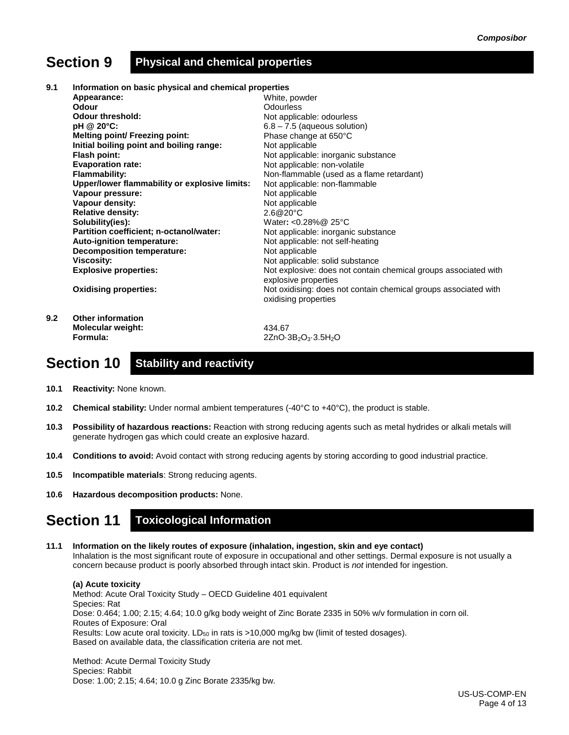## Section 9 Physical and chemical properties

**9.1 Information on basic physical and chemical properties**

| | |
|---|---|
| **Appearance:** | White, powder |
| **Odour** | Odourless |
| **Odour threshold:** | Not applicable: odourless |
| **pH @ 20°C:** | 6.8 – 7.5 (aqueous solution) |
| **Melting point/ Freezing point:** | Phase change at 650°C |
| **Initial boiling point and boiling range:** | Not applicable |
| **Flash point:** | Not applicable: inorganic substance |
| **Evaporation rate:** | Not applicable: non-volatile |
| **Flammability:** | Non-flammable (used as a flame retardant) |
| **Upper/lower flammability or explosive limits:** | Not applicable: non-flammable |
| **Vapour pressure:** | Not applicable |
| **Vapour density:** | Not applicable |
| **Relative density:** | 2.6@20°C |
| **Solubility(ies):** | Water**:** <0.28%@ 25°C |
| **Partition coefficient; n-octanol/water:** | Not applicable: inorganic substance |
| **Auto-ignition temperature:** | Not applicable: not self-heating |
| **Decomposition temperature:** | Not applicable |
| **Viscosity:** | Not applicable: solid substance |
| **Explosive properties:** | Not explosive: does not contain chemical groups associated with explosive properties |
| **Oxidising properties:** | Not oxidising: does not contain chemical groups associated with oxidising properties |

**9.2 Other information**

| | |
|---|---|
| **Molecular weight:** | 434.67 |
| **Formula:** | $2ZnO \cdot 3B_2O_3 \cdot 3.5H_2O$ |

## Section 10 Stability and reactivity

**10.1 Reactivity:** None known.

**10.2 Chemical stability:** Under normal ambient temperatures (-40°C to +40°C), the product is stable.

**10.3 Possibility of hazardous reactions:** Reaction with strong reducing agents such as metal hydrides or alkali metals will generate hydrogen gas which could create an explosive hazard.

**10.4 Conditions to avoid:** Avoid contact with strong reducing agents by storing according to good industrial practice.

**10.5 Incompatible materials**: Strong reducing agents.

**10.6 Hazardous decomposition products:** None.

## Section 11 Toxicological Information

**11.1 Information on the likely routes of exposure (inhalation, ingestion, skin and eye contact)**

Inhalation is the most significant route of exposure in occupational and other settings. Dermal exposure is not usually a concern because product is poorly absorbed through intact skin. Product is *not* intended for ingestion.

**(a) Acute toxicity**

Method: Acute Oral Toxicity Study – OECD Guideline 401 equivalent
Species: Rat
Dose: 0.464; 1.00; 2.15; 4.64; 10.0 g/kg body weight of Zinc Borate 2335 in 50% w/v formulation in corn oil.
Routes of Exposure: Oral
Results: Low acute oral toxicity. $LD_{50}$ in rats is >10,000 mg/kg bw (limit of tested dosages).
Based on available data, the classification criteria are not met.

Method: Acute Dermal Toxicity Study
Species: Rabbit
Dose: 1.00; 2.15; 4.64; 10.0 g Zinc Borate 2335/kg bw.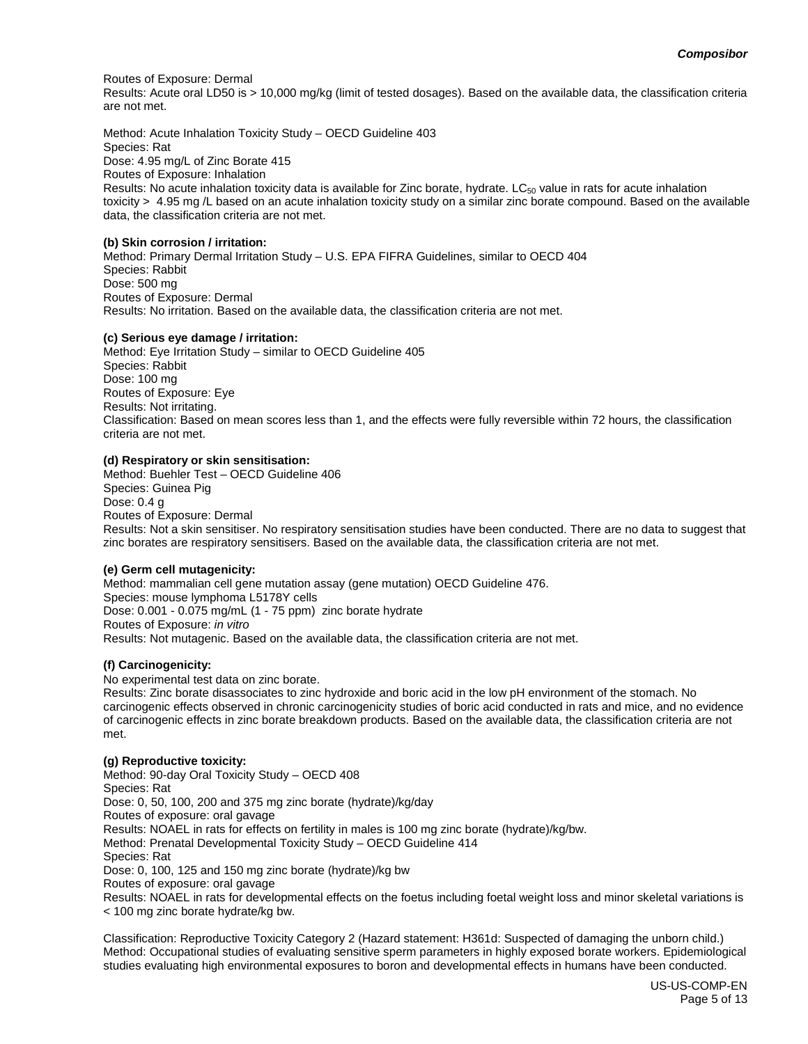Routes of Exposure: Dermal
Results: Acute oral LD50 is > 10,000 mg/kg (limit of tested dosages). Based on the available data, the classification criteria are not met.

Method: Acute Inhalation Toxicity Study – OECD Guideline 403
Species: Rat
Dose: 4.95 mg/L of Zinc Borate 415
Routes of Exposure: Inhalation
Results: No acute inhalation toxicity data is available for Zinc borate, hydrate. $LC_{50}$ value in rats for acute inhalation toxicity > 4.95 mg /L based on an acute inhalation toxicity study on a similar zinc borate compound. Based on the available data, the classification criteria are not met.

**(b) Skin corrosion / irritation:**
Method: Primary Dermal Irritation Study – U.S. EPA FIFRA Guidelines, similar to OECD 404
Species: Rabbit
Dose: 500 mg
Routes of Exposure: Dermal
Results: No irritation. Based on the available data, the classification criteria are not met.

**(c) Serious eye damage / irritation:**
Method: Eye Irritation Study – similar to OECD Guideline 405
Species: Rabbit
Dose: 100 mg
Routes of Exposure: Eye
Results: Not irritating.
Classification: Based on mean scores less than 1, and the effects were fully reversible within 72 hours, the classification criteria are not met.

**(d) Respiratory or skin sensitisation:**
Method: Buehler Test – OECD Guideline 406
Species: Guinea Pig
Dose: 0.4 g
Routes of Exposure: Dermal
Results: Not a skin sensitiser. No respiratory sensitisation studies have been conducted. There are no data to suggest that zinc borates are respiratory sensitisers. Based on the available data, the classification criteria are not met.

**(e) Germ cell mutagenicity:**
Method: mammalian cell gene mutation assay (gene mutation) OECD Guideline 476.
Species: mouse lymphoma L5178Y cells
Dose: 0.001 - 0.075 mg/mL (1 - 75 ppm) zinc borate hydrate
Routes of Exposure: *in vitro*
Results: Not mutagenic. Based on the available data, the classification criteria are not met.

**(f) Carcinogenicity:**
No experimental test data on zinc borate.
Results: Zinc borate disassociates to zinc hydroxide and boric acid in the low pH environment of the stomach. No carcinogenic effects observed in chronic carcinogenicity studies of boric acid conducted in rats and mice, and no evidence of carcinogenic effects in zinc borate breakdown products. Based on the available data, the classification criteria are not met.

**(g) Reproductive toxicity:**
Method: 90-day Oral Toxicity Study – OECD 408
Species: Rat
Dose: 0, 50, 100, 200 and 375 mg zinc borate (hydrate)/kg/day
Routes of exposure: oral gavage
Results: NOAEL in rats for effects on fertility in males is 100 mg zinc borate (hydrate)/kg/bw.
Method: Prenatal Developmental Toxicity Study – OECD Guideline 414
Species: Rat
Dose: 0, 100, 125 and 150 mg zinc borate (hydrate)/kg bw
Routes of exposure: oral gavage
Results: NOAEL in rats for developmental effects on the foetus including foetal weight loss and minor skeletal variations is < 100 mg zinc borate hydrate/kg bw.

Classification: Reproductive Toxicity Category 2 (Hazard statement: H361d: Suspected of damaging the unborn child.)
Method: Occupational studies of evaluating sensitive sperm parameters in highly exposed borate workers. Epidemiological studies evaluating high environmental exposures to boron and developmental effects in humans have been conducted.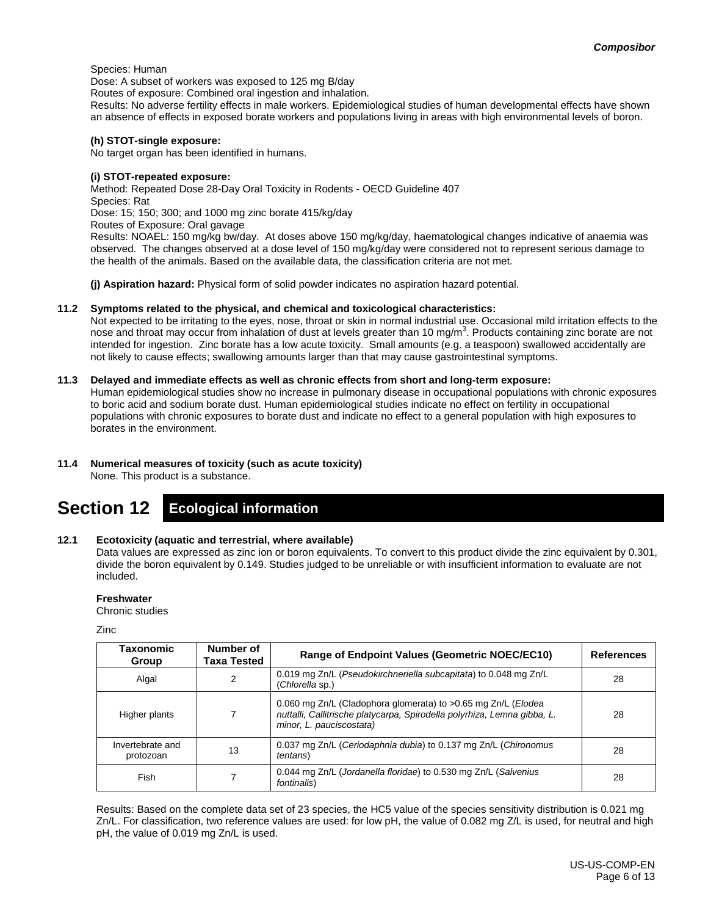Species: Human
Dose: A subset of workers was exposed to 125 mg B/day
Routes of exposure: Combined oral ingestion and inhalation.
Results: No adverse fertility effects in male workers. Epidemiological studies of human developmental effects have shown an absence of effects in exposed borate workers and populations living in areas with high environmental levels of boron.

**(h) STOT-single exposure:**
No target organ has been identified in humans.

**(i) STOT-repeated exposure:**
Method: Repeated Dose 28-Day Oral Toxicity in Rodents - OECD Guideline 407
Species: Rat
Dose: 15; 150; 300; and 1000 mg zinc borate 415/kg/day
Routes of Exposure: Oral gavage
Results: NOAEL: 150 mg/kg bw/day. At doses above 150 mg/kg/day, haematological changes indicative of anaemia was observed. The changes observed at a dose level of 150 mg/kg/day were considered not to represent serious damage to the health of the animals. Based on the available data, the classification criteria are not met.

**(j) Aspiration hazard:** Physical form of solid powder indicates no aspiration hazard potential.

**11.2 Symptoms related to the physical, and chemical and toxicological characteristics:**

Not expected to be irritating to the eyes, nose, throat or skin in normal industrial use. Occasional mild irritation effects to the nose and throat may occur from inhalation of dust at levels greater than 10 mg/m$^3$. Products containing zinc borate are not intended for ingestion. Zinc borate has a low acute toxicity. Small amounts (e.g. a teaspoon) swallowed accidentally are not likely to cause effects; swallowing amounts larger than that may cause gastrointestinal symptoms.

**11.3 Delayed and immediate effects as well as chronic effects from short and long-term exposure:**

Human epidemiological studies show no increase in pulmonary disease in occupational populations with chronic exposures to boric acid and sodium borate dust. Human epidemiological studies indicate no effect on fertility in occupational populations with chronic exposures to borate dust and indicate no effect to a general population with high exposures to borates in the environment.

**11.4 Numerical measures of toxicity (such as acute toxicity)**

None. This product is a substance.

# Section 12 Ecological information

**12.1 Ecotoxicity (aquatic and terrestrial, where available)**

Data values are expressed as zinc ion or boron equivalents. To convert to this product divide the zinc equivalent by 0.301, divide the boron equivalent by 0.149. Studies judged to be unreliable or with insufficient information to evaluate are not included.

**Freshwater**
Chronic studies

Zinc

| Taxonomic Group | Number of Taxa Tested | Range of Endpoint Values (Geometric NOEC/EC10) | References |
|---|---|---|---|
| Algal | 2 | 0.019 mg Zn/L (*Pseudokirchneriella subcapitata*) to 0.048 mg Zn/L (*Chlorella* sp.) | 28 |
| Higher plants | 7 | 0.060 mg Zn/L (Cladophora glomerata) to >0.65 mg Zn/L (*Elodea nuttalli, Callitrische platycarpa, Spirodella polyrhiza, Lemna gibba, L. minor, L. pauciscostata*) | 28 |
| Invertebrate and protozoan | 13 | 0.037 mg Zn/L (*Ceriodaphnia dubia*) to 0.137 mg Zn/L (*Chironomus tentans*) | 28 |
| Fish | 7 | 0.044 mg Zn/L (*Jordanella floridae*) to 0.530 mg Zn/L (*Salvenius fontinalis*) | 28 |

Results: Based on the complete data set of 23 species, the HC5 value of the species sensitivity distribution is 0.021 mg Zn/L. For classification, two reference values are used: for low pH, the value of 0.082 mg Z/L is used, for neutral and high pH, the value of 0.019 mg Zn/L is used.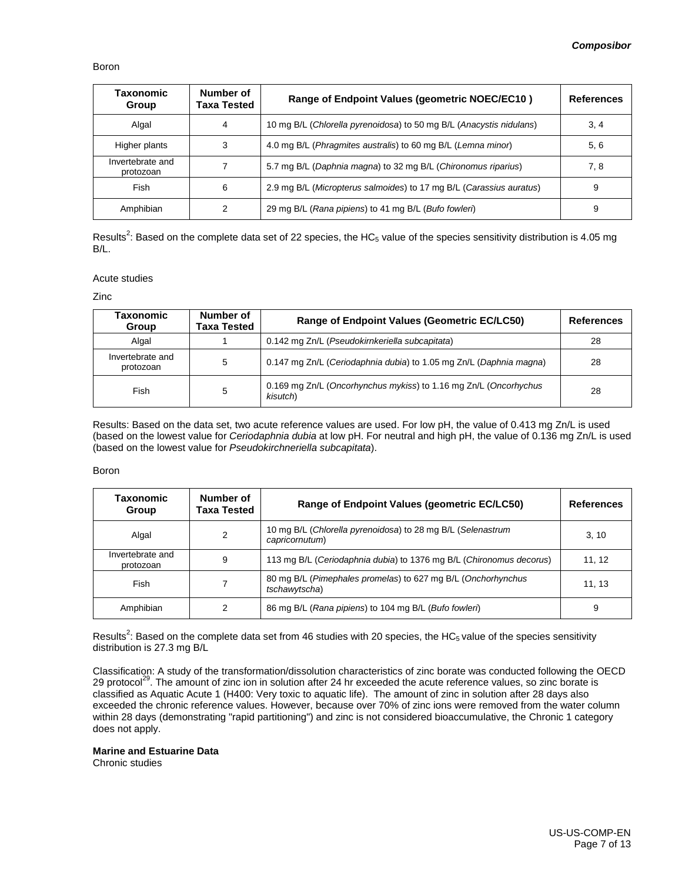Boron

| Taxonomic Group | Number of Taxa Tested | Range of Endpoint Values (geometric NOEC/EC10 ) | References |
|---|---|---|---|
| Algal | 4 | 10 mg B/L (*Chlorella pyrenoidosa*) to 50 mg B/L (*Anacystis nidulans*) | 3, 4 |
| Higher plants | 3 | 4.0 mg B/L (*Phragmites australis*) to 60 mg B/L (*Lemna minor*) | 5, 6 |
| Invertebrate and protozoan | 7 | 5.7 mg B/L (*Daphnia magna*) to 32 mg B/L (*Chironomus riparius*) | 7, 8 |
| Fish | 6 | 2.9 mg B/L (*Micropterus salmoides*) to 17 mg B/L (*Carassius auratus*) | 9 |
| Amphibian | 2 | 29 mg B/L (*Rana pipiens*) to 41 mg B/L (*Bufo fowleri*) | 9 |

Results[2]: Based on the complete data set of 22 species, the $HC_5$ value of the species sensitivity distribution is 4.05 mg B/L.

Acute studies

Zinc

| Taxonomic Group | Number of Taxa Tested | Range of Endpoint Values (Geometric EC/LC50) | References |
|---|---|---|---|
| Algal | 1 | 0.142 mg Zn/L (*Pseudokirnkeriella subcapitata*) | 28 |
| Invertebrate and protozoan | 5 | 0.147 mg Zn/L (*Ceriodaphnia dubia*) to 1.05 mg Zn/L (*Daphnia magna*) | 28 |
| Fish | 5 | 0.169 mg Zn/L (*Oncorhynchus mykiss*) to 1.16 mg Zn/L (*Oncorhychus kisutch*) | 28 |

Results: Based on the data set, two acute reference values are used. For low pH, the value of 0.413 mg Zn/L is used (based on the lowest value for *Ceriodaphnia dubia* at low pH. For neutral and high pH, the value of 0.136 mg Zn/L is used (based on the lowest value for *Pseudokirchneriella subcapitata*).

Boron

| Taxonomic Group | Number of Taxa Tested | Range of Endpoint Values (geometric EC/LC50) | References |
|---|---|---|---|
| Algal | 2 | 10 mg B/L (*Chlorella pyrenoidosa*) to 28 mg B/L (*Selenastrum capricornutum*) | 3, 10 |
| Invertebrate and protozoan | 9 | 113 mg B/L (*Ceriodaphnia dubia*) to 1376 mg B/L (*Chironomus decorus*) | 11, 12 |
| Fish | 7 | 80 mg B/L (*Pimephales promelas*) to 627 mg B/L (*Onchorhynchus tschawytscha*) | 11, 13 |
| Amphibian | 2 | 86 mg B/L (*Rana pipiens*) to 104 mg B/L (*Bufo fowleri*) | 9 |

Results[2]: Based on the complete data set from 46 studies with 20 species, the $HC_5$ value of the species sensitivity distribution is 27.3 mg B/L

Classification: A study of the transformation/dissolution characteristics of zinc borate was conducted following the OECD 29 protocol[29]. The amount of zinc ion in solution after 24 hr exceeded the acute reference values, so zinc borate is classified as Aquatic Acute 1 (H400: Very toxic to aquatic life). The amount of zinc in solution after 28 days also exceeded the chronic reference values. However, because over 70% of zinc ions were removed from the water column within 28 days (demonstrating "rapid partitioning") and zinc is not considered bioaccumulative, the Chronic 1 category does not apply.

**Marine and Estuarine Data**

Chronic studies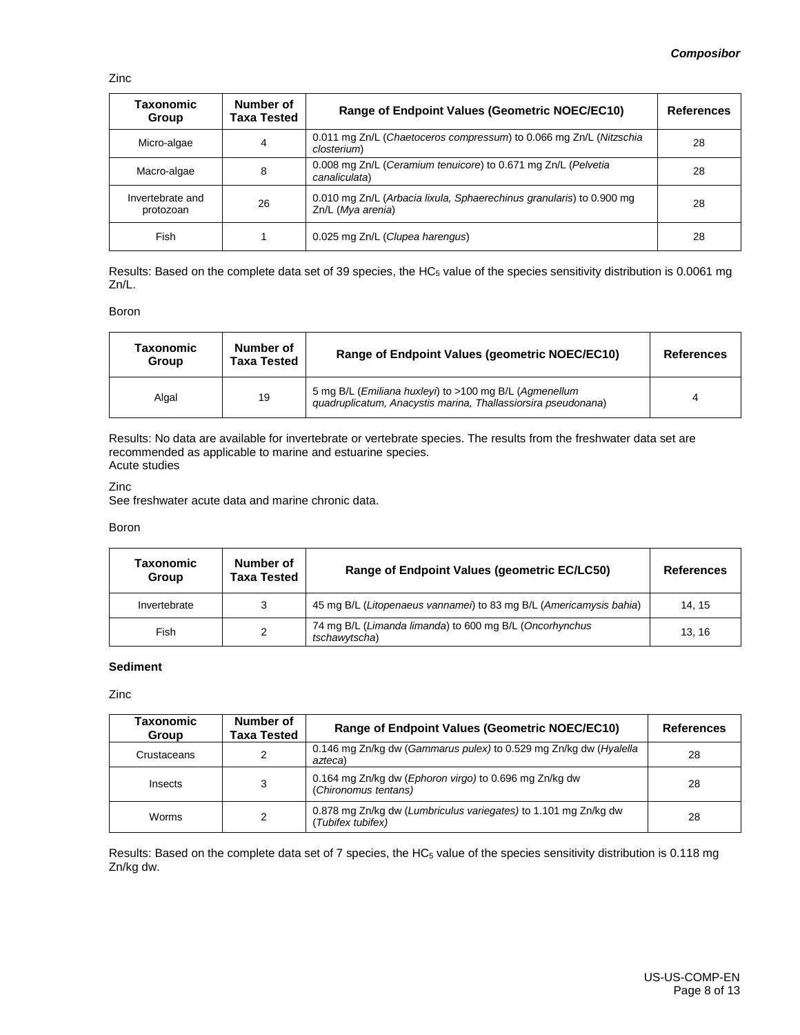Zinc

| Taxonomic Group | Number of Taxa Tested | Range of Endpoint Values (Geometric NOEC/EC10) | References |
|---|---|---|---|
| Micro-algae | 4 | 0.011 mg Zn/L (*Chaetoceros compressum*) to 0.066 mg Zn/L (*Nitzschia closterium*) | 28 |
| Macro-algae | 8 | 0.008 mg Zn/L (*Ceramium tenuicore*) to 0.671 mg Zn/L (*Pelvetia canaliculata*) | 28 |
| Invertebrate and protozoan | 26 | 0.010 mg Zn/L (*Arbacia lixula, Sphaerechinus granularis*) to 0.900 mg Zn/L (*Mya arenia*) | 28 |
| Fish | 1 | 0.025 mg Zn/L (*Clupea harengus*) | 28 |

Results: Based on the complete data set of 39 species, the $HC_5$ value of the species sensitivity distribution is 0.0061 mg Zn/L.

Boron

| Taxonomic Group | Number of Taxa Tested | Range of Endpoint Values (geometric NOEC/EC10) | References |
|---|---|---|---|
| Algal | 19 | 5 mg B/L (*Emiliana huxleyi*) to >100 mg B/L (*Agmenellum quadruplicatum, Anacystis marina, Thallassiorsira pseudonana*) | 4 |

Results: No data are available for invertebrate or vertebrate species. The results from the freshwater data set are recommended as applicable to marine and estuarine species.
Acute studies

Zinc
See freshwater acute data and marine chronic data.

Boron

| Taxonomic Group | Number of Taxa Tested | Range of Endpoint Values (geometric EC/LC50) | References |
|---|---|---|---|
| Invertebrate | 3 | 45 mg B/L (*Litopenaeus vannamei*) to 83 mg B/L (*Americamysis bahia*) | 14, 15 |
| Fish | 2 | 74 mg B/L (*Limanda limanda*) to 600 mg B/L (*Oncorhynchus tschawytscha*) | 13, 16 |

**Sediment**

Zinc

| Taxonomic Group | Number of Taxa Tested | Range of Endpoint Values (Geometric NOEC/EC10) | References |
|---|---|---|---|
| Crustaceans | 2 | 0.146 mg Zn/kg dw (*Gammarus pulex)* to 0.529 mg Zn/kg dw (*Hyalella azteca*) | 28 |
| Insects | 3 | 0.164 mg Zn/kg dw (*Ephoron virgo)* to 0.696 mg Zn/kg dw (*Chironomus tentans)* | 28 |
| Worms | 2 | 0.878 mg Zn/kg dw (*Lumbriculus variegates)* to 1.101 mg Zn/kg dw (*Tubifex tubifex)* | 28 |

Results: Based on the complete data set of 7 species, the $HC_5$ value of the species sensitivity distribution is 0.118 mg Zn/kg dw.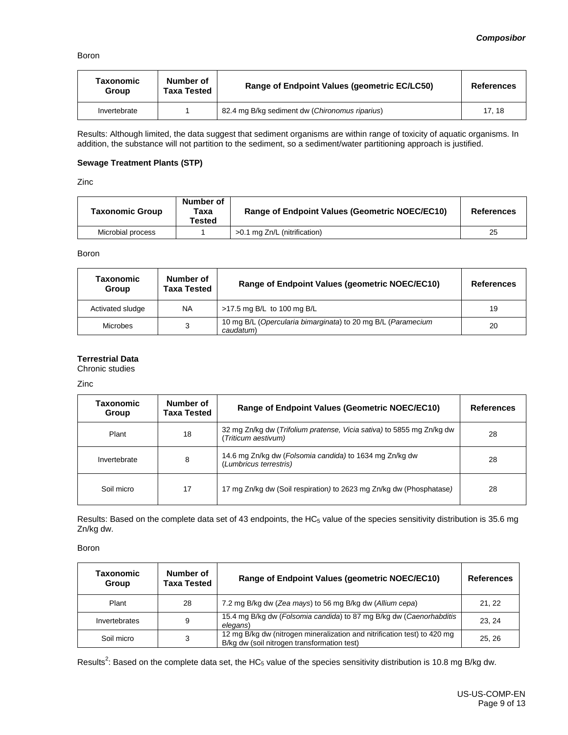Boron

| Taxonomic Group | Number of Taxa Tested | Range of Endpoint Values (geometric EC/LC50) | References |
|---|---|---|---|
| Invertebrate | 1 | 82.4 mg B/kg sediment dw (*Chironomus riparius*) | 17, 18 |

Results: Although limited, the data suggest that sediment organisms are within range of toxicity of aquatic organisms. In addition, the substance will not partition to the sediment, so a sediment/water partitioning approach is justified.

**Sewage Treatment Plants (STP)**

Zinc

| Taxonomic Group | Number of Taxa Tested | Range of Endpoint Values (Geometric NOEC/EC10) | References |
|---|---|---|---|
| Microbial process | 1 | >0.1 mg Zn/L (nitrification) | 25 |

Boron

| Taxonomic Group | Number of Taxa Tested | Range of Endpoint Values (geometric NOEC/EC10) | References |
|---|---|---|---|
| Activated sludge | NA | >17.5 mg B/L to 100 mg B/L | 19 |
| Microbes | 3 | 10 mg B/L (*Opercularia bimarginata*) to 20 mg B/L (*Paramecium caudatum*) | 20 |

**Terrestrial Data**

Chronic studies

Zinc

| Taxonomic Group | Number of Taxa Tested | Range of Endpoint Values (Geometric NOEC/EC10) | References |
|---|---|---|---|
| Plant | 18 | 32 mg Zn/kg dw (*Trifolium pratense, Vicia sativa)* to 5855 mg Zn/kg dw (*Triticum aestivum)* | 28 |
| Invertebrate | 8 | 14.6 mg Zn/kg dw (*Folsomia candida)* to 1634 mg Zn/kg dw (*Lumbricus terrestris)* | 28 |
| Soil micro | 17 | 17 mg Zn/kg dw (Soil respiration) to 2623 mg Zn/kg dw (Phosphatase) | 28 |

Results: Based on the complete data set of 43 endpoints, the $HC_5$ value of the species sensitivity distribution is 35.6 mg Zn/kg dw.

Boron

| Taxonomic Group | Number of Taxa Tested | Range of Endpoint Values (geometric NOEC/EC10) | References |
|---|---|---|---|
| Plant | 28 | 7.2 mg B/kg dw (*Zea mays*) to 56 mg B/kg dw (*Allium cepa*) | 21, 22 |
| Invertebrates | 9 | 15.4 mg B/kg dw (*Folsomia candida*) to 87 mg B/kg dw (*Caenorhabditis elegans*) | 23, 24 |
| Soil micro | 3 | 12 mg B/kg dw (nitrogen mineralization and nitrification test) to 420 mg B/kg dw (soil nitrogen transformation test) | 25, 26 |

Results[2]: Based on the complete data set, the $HC_5$ value of the species sensitivity distribution is 10.8 mg B/kg dw.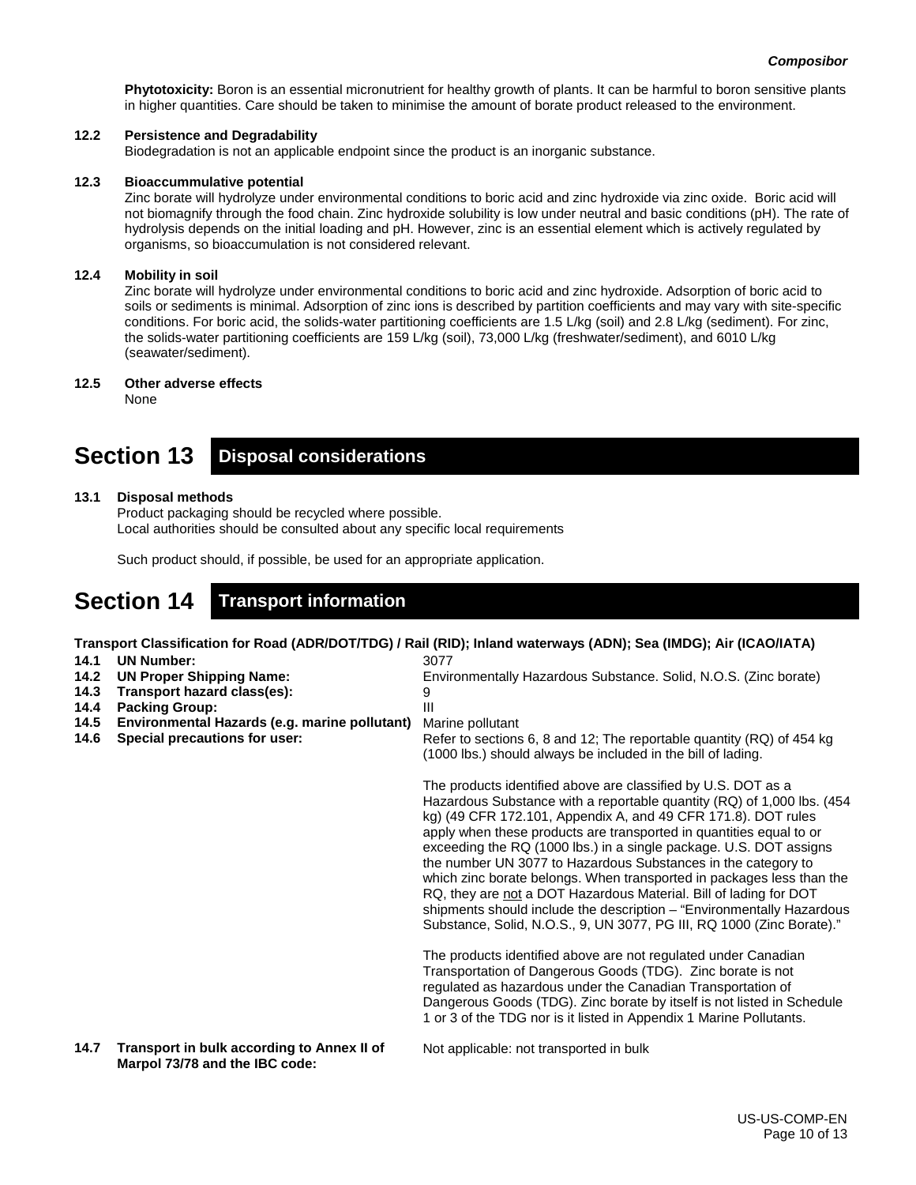**Phytotoxicity:** Boron is an essential micronutrient for healthy growth of plants. It can be harmful to boron sensitive plants in higher quantities. Care should be taken to minimise the amount of borate product released to the environment.

**12.2 Persistence and Degradability**

Biodegradation is not an applicable endpoint since the product is an inorganic substance.

**12.3 Bioaccummulative potential**

Zinc borate will hydrolyze under environmental conditions to boric acid and zinc hydroxide via zinc oxide. Boric acid will not biomagnify through the food chain. Zinc hydroxide solubility is low under neutral and basic conditions (pH). The rate of hydrolysis depends on the initial loading and pH. However, zinc is an essential element which is actively regulated by organisms, so bioaccumulation is not considered relevant.

**12.4 Mobility in soil**

Zinc borate will hydrolyze under environmental conditions to boric acid and zinc hydroxide. Adsorption of boric acid to soils or sediments is minimal. Adsorption of zinc ions is described by partition coefficients and may vary with site-specific conditions. For boric acid, the solids-water partitioning coefficients are 1.5 L/kg (soil) and 2.8 L/kg (sediment). For zinc, the solids-water partitioning coefficients are 159 L/kg (soil), 73,000 L/kg (freshwater/sediment), and 6010 L/kg (seawater/sediment).

**12.5 Other adverse effects**

None

# Section 13 Disposal considerations

**13.1 Disposal methods**

Product packaging should be recycled where possible.
Local authorities should be consulted about any specific local requirements

Such product should, if possible, be used for an appropriate application.

# Section 14 Transport information

**Transport Classification for Road (ADR/DOT/TDG) / Rail (RID); Inland waterways (ADN); Sea (IMDG); Air (ICAO/IATA)**

| | | |
|---|---|---|
| **14.1** | **UN Number:** | 3077 |
| **14.2** | **UN Proper Shipping Name:** | Environmentally Hazardous Substance. Solid, N.O.S. (Zinc borate) |
| **14.3** | **Transport hazard class(es):** | 9 |
| **14.4** | **Packing Group:** | III |
| **14.5** | **Environmental Hazards (e.g. marine pollutant)** | Marine pollutant |
| **14.6** | **Special precautions for user:** | Refer to sections 6, 8 and 12; The reportable quantity (RQ) of 454 kg (1000 lbs.) should always be included in the bill of lading. |

The products identified above are classified by U.S. DOT as a Hazardous Substance with a reportable quantity (RQ) of 1,000 lbs. (454 kg) (49 CFR 172.101, Appendix A, and 49 CFR 171.8). DOT rules apply when these products are transported in quantities equal to or exceeding the RQ (1000 lbs.) in a single package. U.S. DOT assigns the number UN 3077 to Hazardous Substances in the category to which zinc borate belongs. When transported in packages less than the RQ, they are not a DOT Hazardous Material. Bill of lading for DOT shipments should include the description – "Environmentally Hazardous Substance, Solid, N.O.S., 9, UN 3077, PG III, RQ 1000 (Zinc Borate)."

The products identified above are not regulated under Canadian Transportation of Dangerous Goods (TDG). Zinc borate is not regulated as hazardous under the Canadian Transportation of Dangerous Goods (TDG). Zinc borate by itself is not listed in Schedule 1 or 3 of the TDG nor is it listed in Appendix 1 Marine Pollutants.

| | | |
|---|---|---|
| **14.7** | **Transport in bulk according to Annex II of Marpol 73/78 and the IBC code:** | Not applicable: not transported in bulk |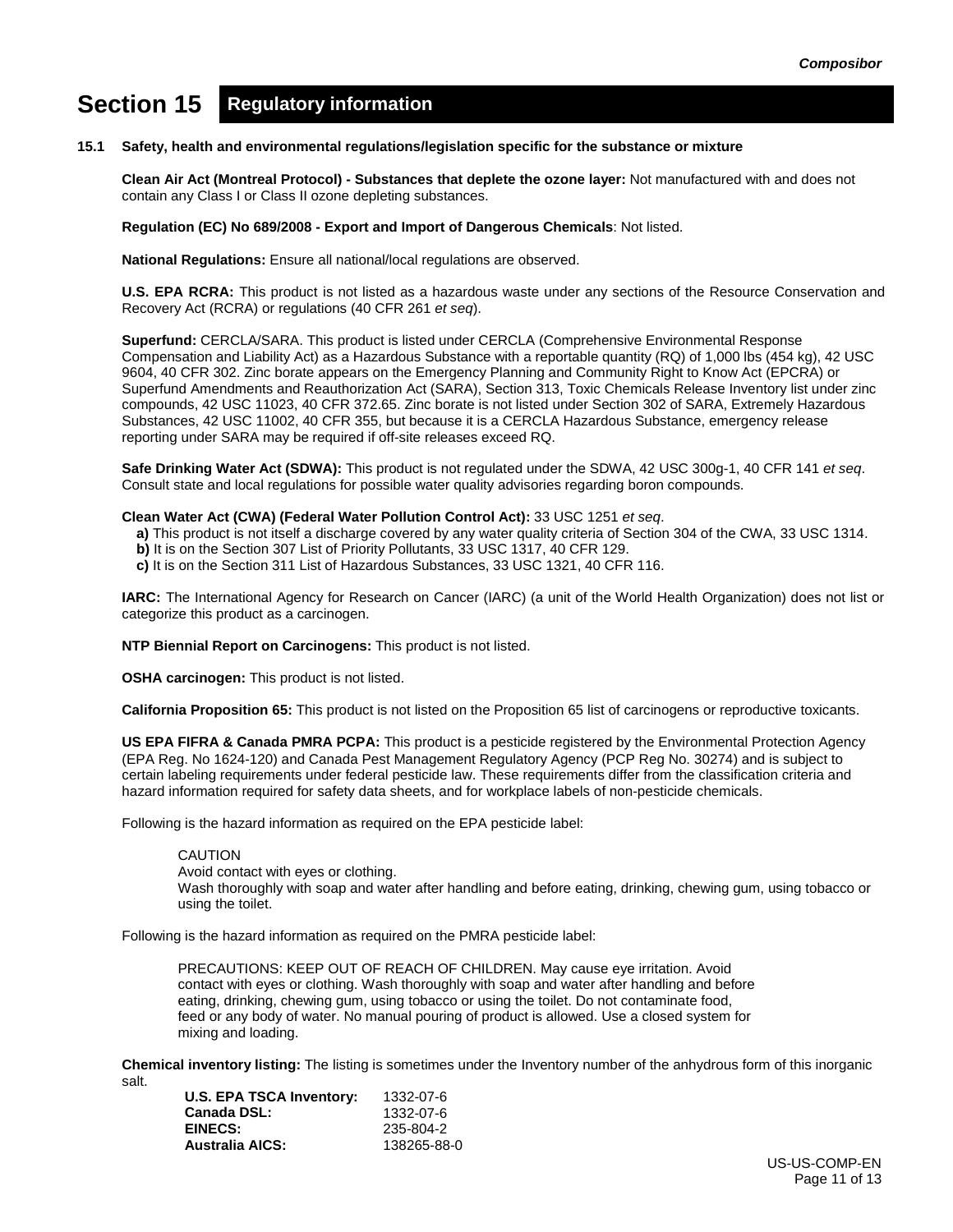# Section 15 Regulatory information

**15.1 Safety, health and environmental regulations/legislation specific for the substance or mixture**

**Clean Air Act (Montreal Protocol) - Substances that deplete the ozone layer:** Not manufactured with and does not contain any Class I or Class II ozone depleting substances.

**Regulation (EC) No 689/2008 - Export and Import of Dangerous Chemicals**: Not listed.

**National Regulations:** Ensure all national/local regulations are observed.

**U.S. EPA RCRA:** This product is not listed as a hazardous waste under any sections of the Resource Conservation and Recovery Act (RCRA) or regulations (40 CFR 261 *et seq*).

**Superfund:** CERCLA/SARA. This product is listed under CERCLA (Comprehensive Environmental Response Compensation and Liability Act) as a Hazardous Substance with a reportable quantity (RQ) of 1,000 lbs (454 kg), 42 USC 9604, 40 CFR 302. Zinc borate appears on the Emergency Planning and Community Right to Know Act (EPCRA) or Superfund Amendments and Reauthorization Act (SARA), Section 313, Toxic Chemicals Release Inventory list under zinc compounds, 42 USC 11023, 40 CFR 372.65. Zinc borate is not listed under Section 302 of SARA, Extremely Hazardous Substances, 42 USC 11002, 40 CFR 355, but because it is a CERCLA Hazardous Substance, emergency release reporting under SARA may be required if off-site releases exceed RQ.

**Safe Drinking Water Act (SDWA):** This product is not regulated under the SDWA, 42 USC 300g-1, 40 CFR 141 *et seq*. Consult state and local regulations for possible water quality advisories regarding boron compounds.

**Clean Water Act (CWA) (Federal Water Pollution Control Act):** 33 USC 1251 *et seq*.

**a)** This product is not itself a discharge covered by any water quality criteria of Section 304 of the CWA, 33 USC 1314.
**b)** It is on the Section 307 List of Priority Pollutants, 33 USC 1317, 40 CFR 129.
**c)** It is on the Section 311 List of Hazardous Substances, 33 USC 1321, 40 CFR 116.

**IARC:** The International Agency for Research on Cancer (IARC) (a unit of the World Health Organization) does not list or categorize this product as a carcinogen.

**NTP Biennial Report on Carcinogens:** This product is not listed.

**OSHA carcinogen:** This product is not listed.

**California Proposition 65:** This product is not listed on the Proposition 65 list of carcinogens or reproductive toxicants.

**US EPA FIFRA & Canada PMRA PCPA:** This product is a pesticide registered by the Environmental Protection Agency (EPA Reg. No 1624-120) and Canada Pest Management Regulatory Agency (PCP Reg No. 30274) and is subject to certain labeling requirements under federal pesticide law. These requirements differ from the classification criteria and hazard information required for safety data sheets, and for workplace labels of non-pesticide chemicals.

Following is the hazard information as required on the EPA pesticide label:

> CAUTION
> Avoid contact with eyes or clothing.
> Wash thoroughly with soap and water after handling and before eating, drinking, chewing gum, using tobacco or using the toilet.

Following is the hazard information as required on the PMRA pesticide label:

> PRECAUTIONS: KEEP OUT OF REACH OF CHILDREN. May cause eye irritation. Avoid contact with eyes or clothing. Wash thoroughly with soap and water after handling and before eating, drinking, chewing gum, using tobacco or using the toilet. Do not contaminate food, feed or any body of water. No manual pouring of product is allowed. Use a closed system for mixing and loading.

**Chemical inventory listing:** The listing is sometimes under the Inventory number of the anhydrous form of this inorganic salt.

| | |
|---|---|
| **U.S. EPA TSCA Inventory:** | 1332-07-6 |
| **Canada DSL:** | 1332-07-6 |
| **EINECS:** | 235-804-2 |
| **Australia AICS:** | 138265-88-0 |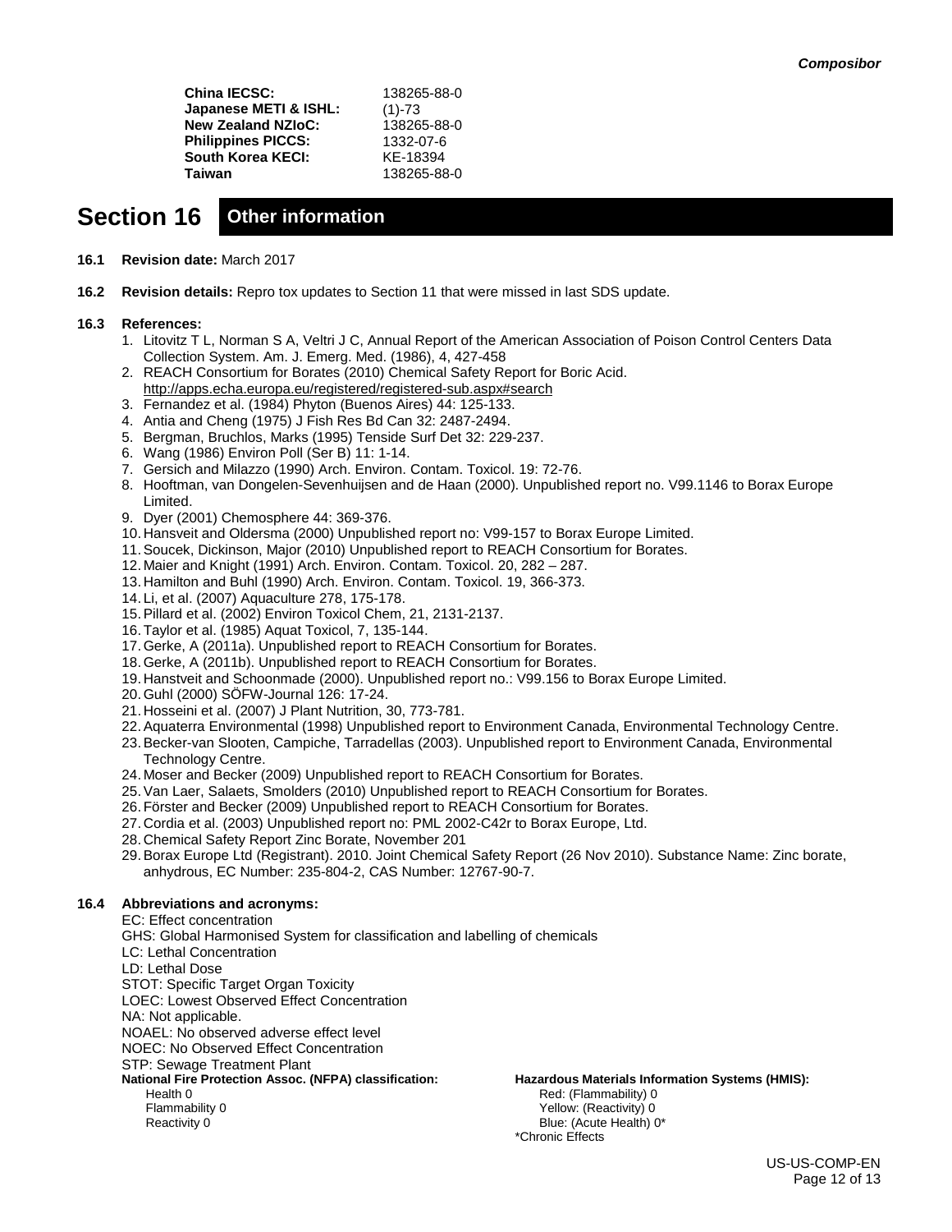| | |
|---|---|
| **China IECSC:** | 138265-88-0 |
| **Japanese METI & ISHL:** | (1)-73 |
| **New Zealand NZIoC:** | 138265-88-0 |
| **Philippines PICCS:** | 1332-07-6 |
| **South Korea KECI:** | KE-18394 |
| **Taiwan** | 138265-88-0 |

## Section 16 Other information

**16.1 Revision date:** March 2017

**16.2 Revision details:** Repro tox updates to Section 11 that were missed in last SDS update.

**16.3 References:**

1. Litovitz T L, Norman S A, Veltri J C, Annual Report of the American Association of Poison Control Centers Data Collection System. Am. J. Emerg. Med. (1986), 4, 427-458
2. REACH Consortium for Borates (2010) Chemical Safety Report for Boric Acid. http://apps.echa.europa.eu/registered/registered-sub.aspx#search
3. Fernandez et al. (1984) Phyton (Buenos Aires) 44: 125-133.
4. Antia and Cheng (1975) J Fish Res Bd Can 32: 2487-2494.
5. Bergman, Bruchlos, Marks (1995) Tenside Surf Det 32: 229-237.
6. Wang (1986) Environ Poll (Ser B) 11: 1-14.
7. Gersich and Milazzo (1990) Arch. Environ. Contam. Toxicol. 19: 72-76.
8. Hooftman, van Dongelen-Sevenhuijsen and de Haan (2000). Unpublished report no. V99.1146 to Borax Europe Limited.
9. Dyer (2001) Chemosphere 44: 369-376.
10. Hansveit and Oldersma (2000) Unpublished report no: V99-157 to Borax Europe Limited.
11. Soucek, Dickinson, Major (2010) Unpublished report to REACH Consortium for Borates.
12. Maier and Knight (1991) Arch. Environ. Contam. Toxicol. 20, 282 – 287.
13. Hamilton and Buhl (1990) Arch. Environ. Contam. Toxicol. 19, 366-373.
14. Li, et al. (2007) Aquaculture 278, 175-178.
15. Pillard et al. (2002) Environ Toxicol Chem, 21, 2131-2137.
16. Taylor et al. (1985) Aquat Toxicol, 7, 135-144.
17. Gerke, A (2011a). Unpublished report to REACH Consortium for Borates.
18. Gerke, A (2011b). Unpublished report to REACH Consortium for Borates.
19. Hanstveit and Schoonmade (2000). Unpublished report no.: V99.156 to Borax Europe Limited.
20. Guhl (2000) SÖFW-Journal 126: 17-24.
21. Hosseini et al. (2007) J Plant Nutrition, 30, 773-781.
22. Aquaterra Environmental (1998) Unpublished report to Environment Canada, Environmental Technology Centre.
23. Becker-van Slooten, Campiche, Tarradellas (2003). Unpublished report to Environment Canada, Environmental Technology Centre.
24. Moser and Becker (2009) Unpublished report to REACH Consortium for Borates.
25. Van Laer, Salaets, Smolders (2010) Unpublished report to REACH Consortium for Borates.
26. Förster and Becker (2009) Unpublished report to REACH Consortium for Borates.
27. Cordia et al. (2003) Unpublished report no: PML 2002-C42r to Borax Europe, Ltd.
28. Chemical Safety Report Zinc Borate, November 201
29. Borax Europe Ltd (Registrant). 2010. Joint Chemical Safety Report (26 Nov 2010). Substance Name: Zinc borate, anhydrous, EC Number: 235-804-2, CAS Number: 12767-90-7.

**16.4 Abbreviations and acronyms:**

EC: Effect concentration
GHS: Global Harmonised System for classification and labelling of chemicals
LC: Lethal Concentration
LD: Lethal Dose
STOT: Specific Target Organ Toxicity
LOEC: Lowest Observed Effect Concentration
NA: Not applicable.
NOAEL: No observed adverse effect level
NOEC: No Observed Effect Concentration
STP: Sewage Treatment Plant

**National Fire Protection Assoc. (NFPA) classification:**
Health 0
Flammability 0
Reactivity 0

**Hazardous Materials Information Systems (HMIS):**
Red: (Flammability) 0
Yellow: (Reactivity) 0
Blue: (Acute Health) 0*
*Chronic Effects

US-US-COMP-EN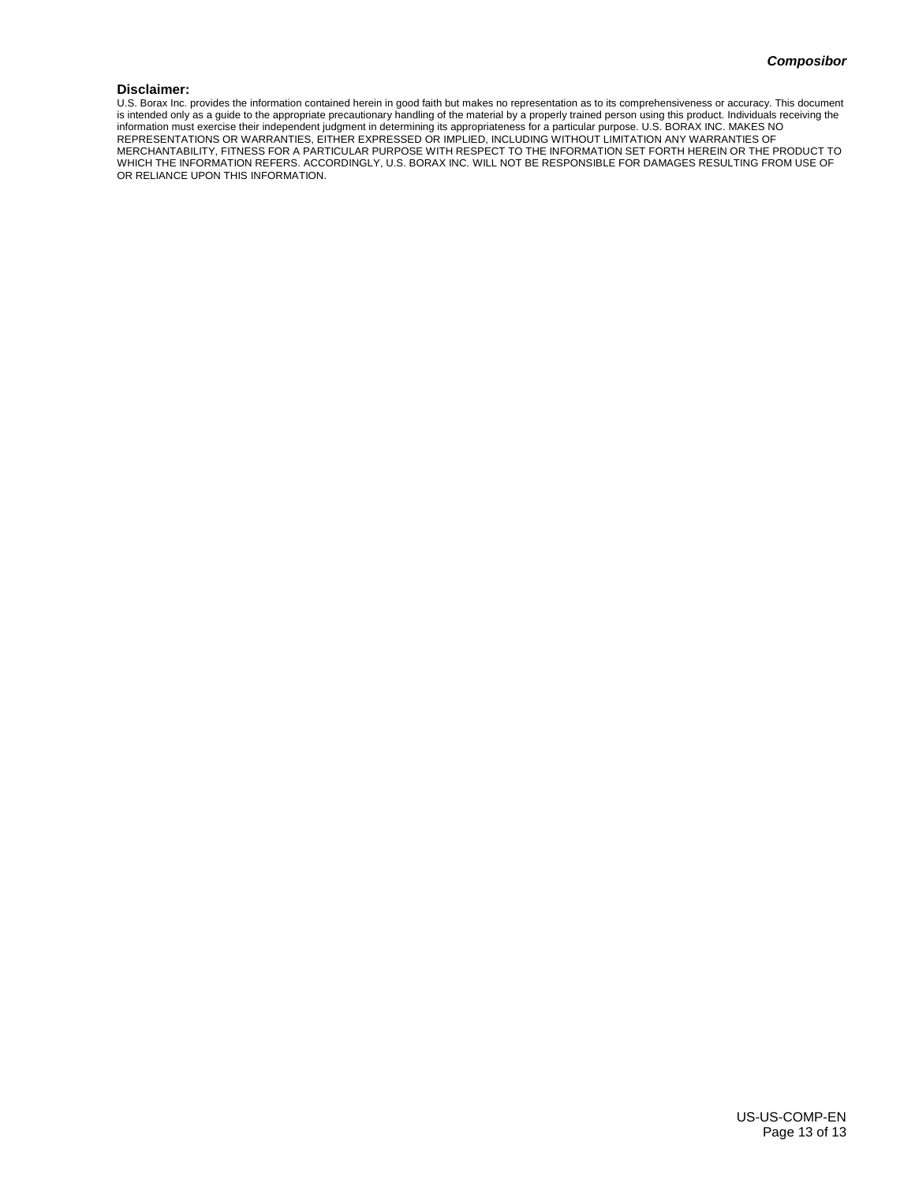**Disclaimer:**

U.S. Borax Inc. provides the information contained herein in good faith but makes no representation as to its comprehensiveness or accuracy. This document is intended only as a guide to the appropriate precautionary handling of the material by a properly trained person using this product. Individuals receiving the information must exercise their independent judgment in determining its appropriateness for a particular purpose. U.S. BORAX INC. MAKES NO REPRESENTATIONS OR WARRANTIES, EITHER EXPRESSED OR IMPLIED, INCLUDING WITHOUT LIMITATION ANY WARRANTIES OF MERCHANTABILITY, FITNESS FOR A PARTICULAR PURPOSE WITH RESPECT TO THE INFORMATION SET FORTH HEREIN OR THE PRODUCT TO WHICH THE INFORMATION REFERS. ACCORDINGLY, U.S. BORAX INC. WILL NOT BE RESPONSIBLE FOR DAMAGES RESULTING FROM USE OF OR RELIANCE UPON THIS INFORMATION.